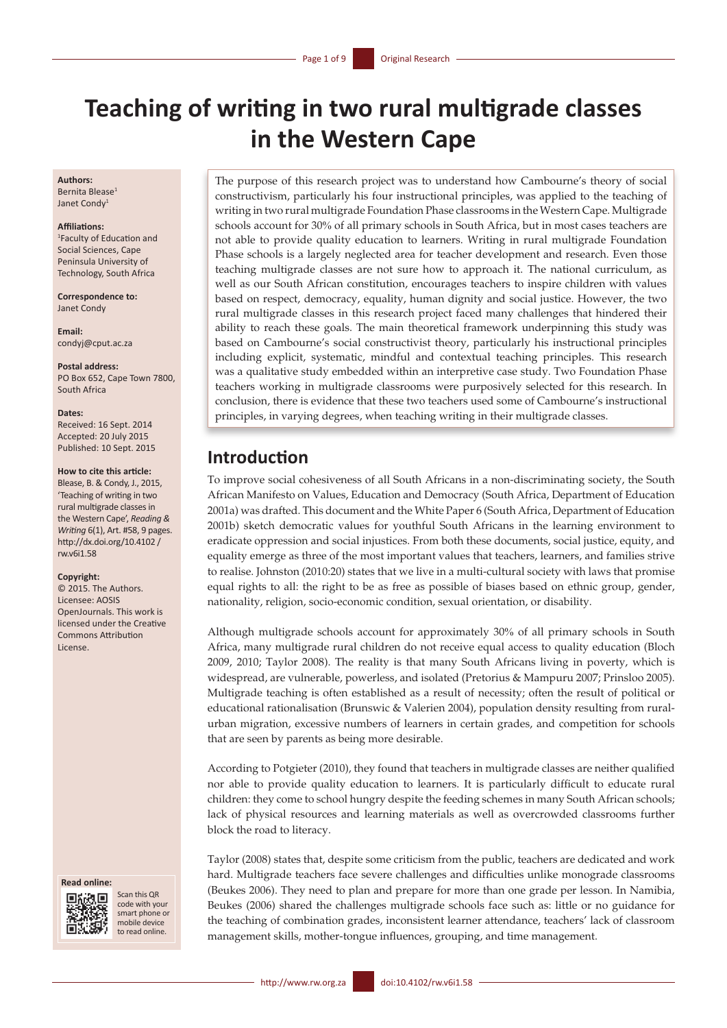# Teaching of writing in two rural multigrade classes in the Western Cape

**Authors:**
Bernita Blease[1]
Janet Condy[1]

**Affiliations:**
[1]Faculty of Education and Social Sciences, Cape Peninsula University of Technology, South Africa

**Correspondence to:**
Janet Condy

**Email:**
condyj@cput.ac.za

**Postal address:**
PO Box 652, Cape Town 7800, South Africa

**Dates:**
Received: 16 Sept. 2014
Accepted: 20 July 2015
Published: 10 Sept. 2015

**How to cite this article:**
Blease, B. & Condy, J., 2015, 'Teaching of writing in two rural multigrade classes in the Western Cape', *Reading & Writing* 6(1), Art. #58, 9 pages. http://dx.doi.org/10.4102 / rw.v6i1.58

**Copyright:**
© 2015. The Authors. Licensee: AOSIS OpenJournals. This work is licensed under the Creative Commons Attribution License.

**Read online:**
Scan this QR code with your smart phone or mobile device to read online.

The purpose of this research project was to understand how Cambourne's theory of social constructivism, particularly his four instructional principles, was applied to the teaching of writing in two rural multigrade Foundation Phase classrooms in the Western Cape. Multigrade schools account for 30% of all primary schools in South Africa, but in most cases teachers are not able to provide quality education to learners. Writing in rural multigrade Foundation Phase schools is a largely neglected area for teacher development and research. Even those teaching multigrade classes are not sure how to approach it. The national curriculum, as well as our South African constitution, encourages teachers to inspire children with values based on respect, democracy, equality, human dignity and social justice. However, the two rural multigrade classes in this research project faced many challenges that hindered their ability to reach these goals. The main theoretical framework underpinning this study was based on Cambourne's social constructivist theory, particularly his instructional principles including explicit, systematic, mindful and contextual teaching principles. This research was a qualitative study embedded within an interpretive case study. Two Foundation Phase teachers working in multigrade classrooms were purposively selected for this research. In conclusion, there is evidence that these two teachers used some of Cambourne's instructional principles, in varying degrees, when teaching writing in their multigrade classes.

## Introduction

To improve social cohesiveness of all South Africans in a non-discriminating society, the South African Manifesto on Values, Education and Democracy (South Africa, Department of Education 2001a) was drafted. This document and the White Paper 6 (South Africa, Department of Education 2001b) sketch democratic values for youthful South Africans in the learning environment to eradicate oppression and social injustices. From both these documents, social justice, equity, and equality emerge as three of the most important values that teachers, learners, and families strive to realise. Johnston (2010:20) states that we live in a multi-cultural society with laws that promise equal rights to all: the right to be as free as possible of biases based on ethnic group, gender, nationality, religion, socio-economic condition, sexual orientation, or disability.

Although multigrade schools account for approximately 30% of all primary schools in South Africa, many multigrade rural children do not receive equal access to quality education (Bloch 2009, 2010; Taylor 2008). The reality is that many South Africans living in poverty, which is widespread, are vulnerable, powerless, and isolated (Pretorius & Mampuru 2007; Prinsloo 2005). Multigrade teaching is often established as a result of necessity; often the result of political or educational rationalisation (Brunswic & Valerien 2004), population density resulting from rural-urban migration, excessive numbers of learners in certain grades, and competition for schools that are seen by parents as being more desirable.

According to Potgieter (2010), they found that teachers in multigrade classes are neither qualified nor able to provide quality education to learners. It is particularly difficult to educate rural children: they come to school hungry despite the feeding schemes in many South African schools; lack of physical resources and learning materials as well as overcrowded classrooms further block the road to literacy.

Taylor (2008) states that, despite some criticism from the public, teachers are dedicated and work hard. Multigrade teachers face severe challenges and difficulties unlike monograde classrooms (Beukes 2006). They need to plan and prepare for more than one grade per lesson. In Namibia, Beukes (2006) shared the challenges multigrade schools face such as: little or no guidance for the teaching of combination grades, inconsistent learner attendance, teachers' lack of classroom management skills, mother-tongue influences, grouping, and time management.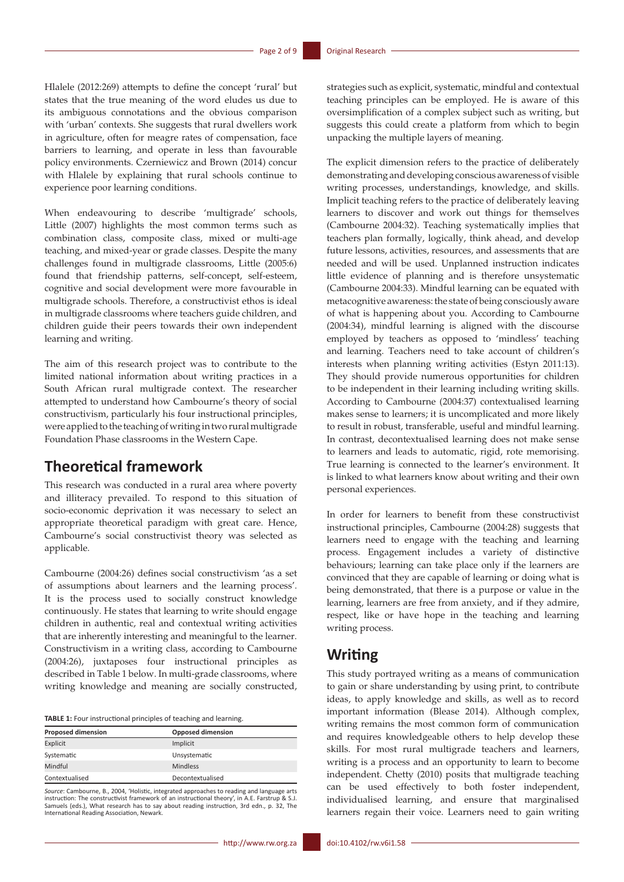Hlalele (2012:269) attempts to define the concept 'rural' but states that the true meaning of the word eludes us due to its ambiguous connotations and the obvious comparison with 'urban' contexts. She suggests that rural dwellers work in agriculture, often for meagre rates of compensation, face barriers to learning, and operate in less than favourable policy environments. Czerniewicz and Brown (2014) concur with Hlalele by explaining that rural schools continue to experience poor learning conditions.

When endeavouring to describe 'multigrade' schools, Little (2007) highlights the most common terms such as combination class, composite class, mixed or multi-age teaching, and mixed-year or grade classes. Despite the many challenges found in multigrade classrooms, Little (2005:6) found that friendship patterns, self-concept, self-esteem, cognitive and social development were more favourable in multigrade schools. Therefore, a constructivist ethos is ideal in multigrade classrooms where teachers guide children, and children guide their peers towards their own independent learning and writing.

The aim of this research project was to contribute to the limited national information about writing practices in a South African rural multigrade context. The researcher attempted to understand how Cambourne's theory of social constructivism, particularly his four instructional principles, were applied to the teaching of writing in two rural multigrade Foundation Phase classrooms in the Western Cape.

## Theoretical framework

This research was conducted in a rural area where poverty and illiteracy prevailed. To respond to this situation of socio-economic deprivation it was necessary to select an appropriate theoretical paradigm with great care. Hence, Cambourne's social constructivist theory was selected as applicable.

Cambourne (2004:26) defines social constructivism 'as a set of assumptions about learners and the learning process'. It is the process used to socially construct knowledge continuously. He states that learning to write should engage children in authentic, real and contextual writing activities that are inherently interesting and meaningful to the learner. Constructivism in a writing class, according to Cambourne (2004:26), juxtaposes four instructional principles as described in Table 1 below. In multi-grade classrooms, where writing knowledge and meaning are socially constructed, strategies such as explicit, systematic, mindful and contextual teaching principles can be employed. He is aware of this oversimplification of a complex subject such as writing, but suggests this could create a platform from which to begin unpacking the multiple layers of meaning.

**TABLE 1:** Four instructional principles of teaching and learning.

| Proposed dimension | Opposed dimension |
|---|---|
| Explicit | Implicit |
| Systematic | Unsystematic |
| Mindful | Mindless |
| Contextualised | Decontextualised |

*Source*: Cambourne, B., 2004, 'Holistic, integrated approaches to reading and language arts instruction: The constructivist framework of an instructional theory', in A.E. Farstrup & S.J. Samuels (eds.), What research has to say about reading instruction, 3rd edn., p. 32, The International Reading Association, Newark.

The explicit dimension refers to the practice of deliberately demonstrating and developing conscious awareness of visible writing processes, understandings, knowledge, and skills. Implicit teaching refers to the practice of deliberately leaving learners to discover and work out things for themselves (Cambourne 2004:32). Teaching systematically implies that teachers plan formally, logically, think ahead, and develop future lessons, activities, resources, and assessments that are needed and will be used. Unplanned instruction indicates little evidence of planning and is therefore unsystematic (Cambourne 2004:33). Mindful learning can be equated with metacognitive awareness: the state of being consciously aware of what is happening about you. According to Cambourne (2004:34), mindful learning is aligned with the discourse employed by teachers as opposed to 'mindless' teaching and learning. Teachers need to take account of children's interests when planning writing activities (Estyn 2011:13). They should provide numerous opportunities for children to be independent in their learning including writing skills. According to Cambourne (2004:37) contextualised learning makes sense to learners; it is uncomplicated and more likely to result in robust, transferable, useful and mindful learning. In contrast, decontextualised learning does not make sense to learners and leads to automatic, rigid, rote memorising. True learning is connected to the learner's environment. It is linked to what learners know about writing and their own personal experiences.

In order for learners to benefit from these constructivist instructional principles, Cambourne (2004:28) suggests that learners need to engage with the teaching and learning process. Engagement includes a variety of distinctive behaviours; learning can take place only if the learners are convinced that they are capable of learning or doing what is being demonstrated, that there is a purpose or value in the learning, learners are free from anxiety, and if they admire, respect, like or have hope in the teaching and learning writing process.

## Writing

This study portrayed writing as a means of communication to gain or share understanding by using print, to contribute ideas, to apply knowledge and skills, as well as to record important information (Blease 2014). Although complex, writing remains the most common form of communication and requires knowledgeable others to help develop these skills. For most rural multigrade teachers and learners, writing is a process and an opportunity to learn to become independent. Chetty (2010) posits that multigrade teaching can be used effectively to both foster independent, individualised learning, and ensure that marginalised learners regain their voice. Learners need to gain writing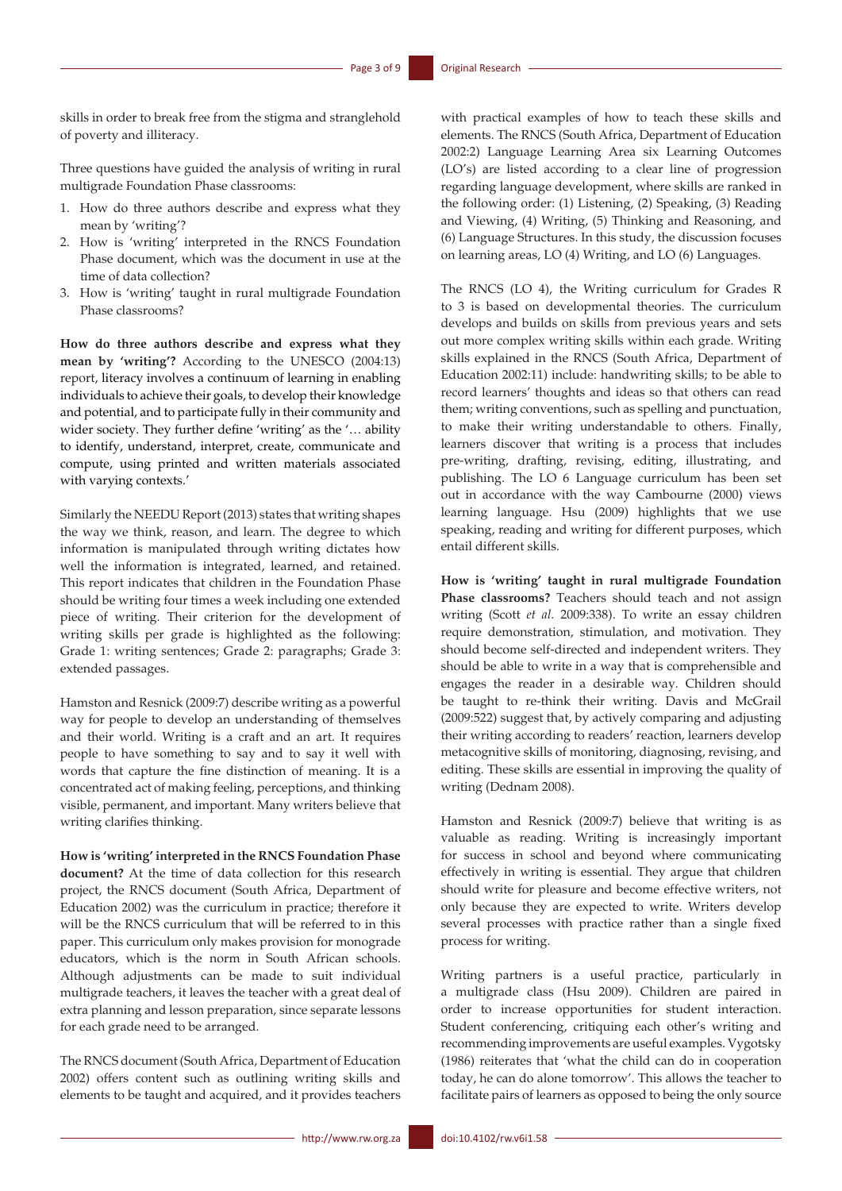skills in order to break free from the stigma and stranglehold of poverty and illiteracy.

Three questions have guided the analysis of writing in rural multigrade Foundation Phase classrooms:

1. How do three authors describe and express what they mean by 'writing'?
2. How is 'writing' interpreted in the RNCS Foundation Phase document, which was the document in use at the time of data collection?
3. How is 'writing' taught in rural multigrade Foundation Phase classrooms?

**How do three authors describe and express what they mean by 'writing'?** According to the UNESCO (2004:13) report, literacy involves a continuum of learning in enabling individuals to achieve their goals, to develop their knowledge and potential, and to participate fully in their community and wider society. They further define 'writing' as the '… ability to identify, understand, interpret, create, communicate and compute, using printed and written materials associated with varying contexts.'

Similarly the NEEDU Report (2013) states that writing shapes the way we think, reason, and learn. The degree to which information is manipulated through writing dictates how well the information is integrated, learned, and retained. This report indicates that children in the Foundation Phase should be writing four times a week including one extended piece of writing. Their criterion for the development of writing skills per grade is highlighted as the following: Grade 1: writing sentences; Grade 2: paragraphs; Grade 3: extended passages.

Hamston and Resnick (2009:7) describe writing as a powerful way for people to develop an understanding of themselves and their world. Writing is a craft and an art. It requires people to have something to say and to say it well with words that capture the fine distinction of meaning. It is a concentrated act of making feeling, perceptions, and thinking visible, permanent, and important. Many writers believe that writing clarifies thinking.

**How is 'writing' interpreted in the RNCS Foundation Phase document?** At the time of data collection for this research project, the RNCS document (South Africa, Department of Education 2002) was the curriculum in practice; therefore it will be the RNCS curriculum that will be referred to in this paper. This curriculum only makes provision for monograde educators, which is the norm in South African schools. Although adjustments can be made to suit individual multigrade teachers, it leaves the teacher with a great deal of extra planning and lesson preparation, since separate lessons for each grade need to be arranged.

The RNCS document (South Africa, Department of Education 2002) offers content such as outlining writing skills and elements to be taught and acquired, and it provides teachers with practical examples of how to teach these skills and elements. The RNCS (South Africa, Department of Education 2002:2) Language Learning Area six Learning Outcomes (LO's) are listed according to a clear line of progression regarding language development, where skills are ranked in the following order: (1) Listening, (2) Speaking, (3) Reading and Viewing, (4) Writing, (5) Thinking and Reasoning, and (6) Language Structures. In this study, the discussion focuses on learning areas, LO (4) Writing, and LO (6) Languages.

The RNCS (LO 4), the Writing curriculum for Grades R to 3 is based on developmental theories. The curriculum develops and builds on skills from previous years and sets out more complex writing skills within each grade. Writing skills explained in the RNCS (South Africa, Department of Education 2002:11) include: handwriting skills; to be able to record learners' thoughts and ideas so that others can read them; writing conventions, such as spelling and punctuation, to make their writing understandable to others. Finally, learners discover that writing is a process that includes pre-writing, drafting, revising, editing, illustrating, and publishing. The LO 6 Language curriculum has been set out in accordance with the way Cambourne (2000) views learning language. Hsu (2009) highlights that we use speaking, reading and writing for different purposes, which entail different skills.

**How is 'writing' taught in rural multigrade Foundation Phase classrooms?** Teachers should teach and not assign writing (Scott *et al.* 2009:338). To write an essay children require demonstration, stimulation, and motivation. They should become self-directed and independent writers. They should be able to write in a way that is comprehensible and engages the reader in a desirable way. Children should be taught to re-think their writing. Davis and McGrail (2009:522) suggest that, by actively comparing and adjusting their writing according to readers' reaction, learners develop metacognitive skills of monitoring, diagnosing, revising, and editing. These skills are essential in improving the quality of writing (Dednam 2008).

Hamston and Resnick (2009:7) believe that writing is as valuable as reading. Writing is increasingly important for success in school and beyond where communicating effectively in writing is essential. They argue that children should write for pleasure and become effective writers, not only because they are expected to write. Writers develop several processes with practice rather than a single fixed process for writing.

Writing partners is a useful practice, particularly in a multigrade class (Hsu 2009). Children are paired in order to increase opportunities for student interaction. Student conferencing, critiquing each other's writing and recommending improvements are useful examples. Vygotsky (1986) reiterates that 'what the child can do in cooperation today, he can do alone tomorrow'. This allows the teacher to facilitate pairs of learners as opposed to being the only source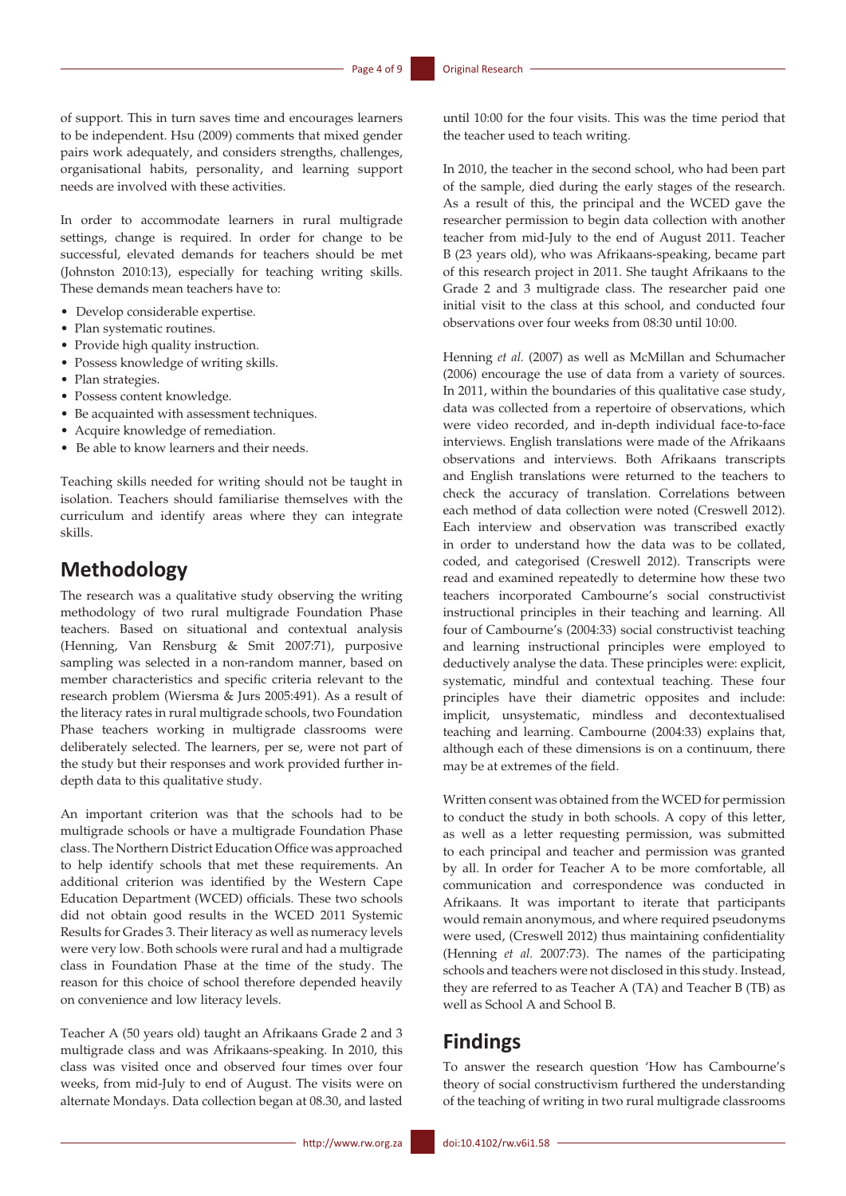of support. This in turn saves time and encourages learners to be independent. Hsu (2009) comments that mixed gender pairs work adequately, and considers strengths, challenges, organisational habits, personality, and learning support needs are involved with these activities.

In order to accommodate learners in rural multigrade settings, change is required. In order for change to be successful, elevated demands for teachers should be met (Johnston 2010:13), especially for teaching writing skills. These demands mean teachers have to:

- Develop considerable expertise.
- Plan systematic routines.
- Provide high quality instruction.
- Possess knowledge of writing skills.
- Plan strategies.
- Possess content knowledge.
- Be acquainted with assessment techniques.
- Acquire knowledge of remediation.
- Be able to know learners and their needs.

Teaching skills needed for writing should not be taught in isolation. Teachers should familiarise themselves with the curriculum and identify areas where they can integrate skills.

## Methodology

The research was a qualitative study observing the writing methodology of two rural multigrade Foundation Phase teachers. Based on situational and contextual analysis (Henning, Van Rensburg & Smit 2007:71), purposive sampling was selected in a non-random manner, based on member characteristics and specific criteria relevant to the research problem (Wiersma & Jurs 2005:491). As a result of the literacy rates in rural multigrade schools, two Foundation Phase teachers working in multigrade classrooms were deliberately selected. The learners, per se, were not part of the study but their responses and work provided further in-depth data to this qualitative study.

An important criterion was that the schools had to be multigrade schools or have a multigrade Foundation Phase class. The Northern District Education Office was approached to help identify schools that met these requirements. An additional criterion was identified by the Western Cape Education Department (WCED) officials. These two schools did not obtain good results in the WCED 2011 Systemic Results for Grades 3. Their literacy as well as numeracy levels were very low. Both schools were rural and had a multigrade class in Foundation Phase at the time of the study. The reason for this choice of school therefore depended heavily on convenience and low literacy levels.

Teacher A (50 years old) taught an Afrikaans Grade 2 and 3 multigrade class and was Afrikaans-speaking. In 2010, this class was visited once and observed four times over four weeks, from mid-July to end of August. The visits were on alternate Mondays. Data collection began at 08.30, and lasted until 10:00 for the four visits. This was the time period that the teacher used to teach writing.

In 2010, the teacher in the second school, who had been part of the sample, died during the early stages of the research. As a result of this, the principal and the WCED gave the researcher permission to begin data collection with another teacher from mid-July to the end of August 2011. Teacher B (23 years old), who was Afrikaans-speaking, became part of this research project in 2011. She taught Afrikaans to the Grade 2 and 3 multigrade class. The researcher paid one initial visit to the class at this school, and conducted four observations over four weeks from 08:30 until 10:00.

Henning *et al.* (2007) as well as McMillan and Schumacher (2006) encourage the use of data from a variety of sources. In 2011, within the boundaries of this qualitative case study, data was collected from a repertoire of observations, which were video recorded, and in-depth individual face-to-face interviews. English translations were made of the Afrikaans observations and interviews. Both Afrikaans transcripts and English translations were returned to the teachers to check the accuracy of translation. Correlations between each method of data collection were noted (Creswell 2012). Each interview and observation was transcribed exactly in order to understand how the data was to be collated, coded, and categorised (Creswell 2012). Transcripts were read and examined repeatedly to determine how these two teachers incorporated Cambourne's social constructivist instructional principles in their teaching and learning. All four of Cambourne's (2004:33) social constructivist teaching and learning instructional principles were employed to deductively analyse the data. These principles were: explicit, systematic, mindful and contextual teaching. These four principles have their diametric opposites and include: implicit, unsystematic, mindless and decontextualised teaching and learning. Cambourne (2004:33) explains that, although each of these dimensions is on a continuum, there may be at extremes of the field.

Written consent was obtained from the WCED for permission to conduct the study in both schools. A copy of this letter, as well as a letter requesting permission, was submitted to each principal and teacher and permission was granted by all. In order for Teacher A to be more comfortable, all communication and correspondence was conducted in Afrikaans. It was important to iterate that participants would remain anonymous, and where required pseudonyms were used, (Creswell 2012) thus maintaining confidentiality (Henning *et al.* 2007:73). The names of the participating schools and teachers were not disclosed in this study. Instead, they are referred to as Teacher A (TA) and Teacher B (TB) as well as School A and School B.

## Findings

To answer the research question 'How has Cambourne's theory of social constructivism furthered the understanding of the teaching of writing in two rural multigrade classrooms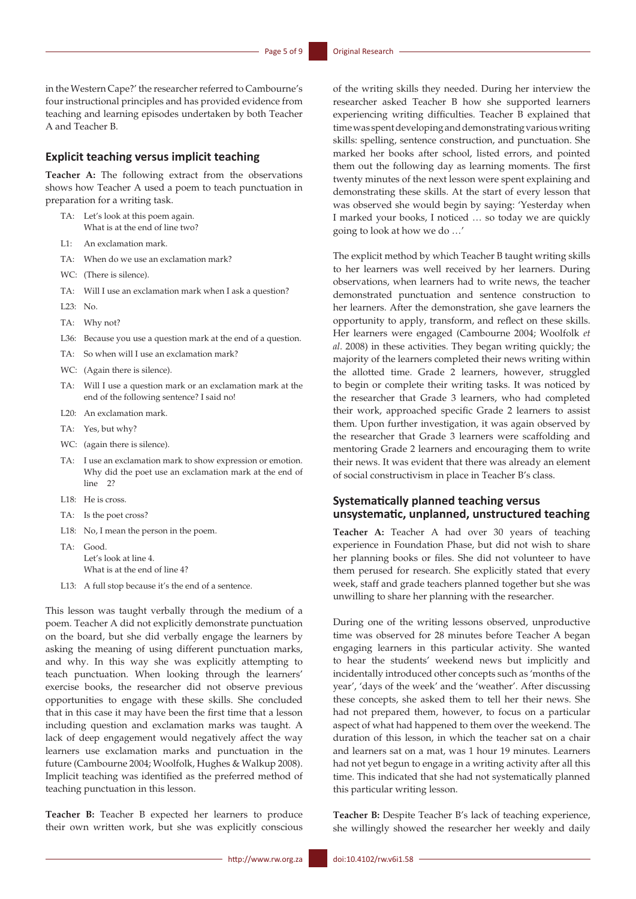in the Western Cape?' the researcher referred to Cambourne's four instructional principles and has provided evidence from teaching and learning episodes undertaken by both Teacher A and Teacher B.

## Explicit teaching versus implicit teaching

**Teacher A:** The following extract from the observations shows how Teacher A used a poem to teach punctuation in preparation for a writing task.

TA: Let's look at this poem again. What is at the end of line two?

L1: An exclamation mark.

TA: When do we use an exclamation mark?

WC: (There is silence).

TA: Will I use an exclamation mark when I ask a question?

L23: No.

TA: Why not?

L36: Because you use a question mark at the end of a question.

TA: So when will I use an exclamation mark?

WC: (Again there is silence).

TA: Will I use a question mark or an exclamation mark at the end of the following sentence? I said no!

L20: An exclamation mark.

TA: Yes, but why?

WC: (again there is silence).

TA: I use an exclamation mark to show expression or emotion. Why did the poet use an exclamation mark at the end of line 2?

L18: He is cross.

TA: Is the poet cross?

L18: No, I mean the person in the poem.

TA: Good. Let's look at line 4. What is at the end of line 4?

L13: A full stop because it's the end of a sentence.

This lesson was taught verbally through the medium of a poem. Teacher A did not explicitly demonstrate punctuation on the board, but she did verbally engage the learners by asking the meaning of using different punctuation marks, and why. In this way she was explicitly attempting to teach punctuation. When looking through the learners' exercise books, the researcher did not observe previous opportunities to engage with these skills. She concluded that in this case it may have been the first time that a lesson including question and exclamation marks was taught. A lack of deep engagement would negatively affect the way learners use exclamation marks and punctuation in the future (Cambourne 2004; Woolfolk, Hughes & Walkup 2008). Implicit teaching was identified as the preferred method of teaching punctuation in this lesson.

**Teacher B:** Teacher B expected her learners to produce their own written work, but she was explicitly conscious of the writing skills they needed. During her interview the researcher asked Teacher B how she supported learners experiencing writing difficulties. Teacher B explained that time was spent developing and demonstrating various writing skills: spelling, sentence construction, and punctuation. She marked her books after school, listed errors, and pointed them out the following day as learning moments. The first twenty minutes of the next lesson were spent explaining and demonstrating these skills. At the start of every lesson that was observed she would begin by saying: 'Yesterday when I marked your books, I noticed … so today we are quickly going to look at how we do …'

The explicit method by which Teacher B taught writing skills to her learners was well received by her learners. During observations, when learners had to write news, the teacher demonstrated punctuation and sentence construction to her learners. After the demonstration, she gave learners the opportunity to apply, transform, and reflect on these skills. Her learners were engaged (Cambourne 2004; Woolfolk *et al*. 2008) in these activities. They began writing quickly; the majority of the learners completed their news writing within the allotted time. Grade 2 learners, however, struggled to begin or complete their writing tasks. It was noticed by the researcher that Grade 3 learners, who had completed their work, approached specific Grade 2 learners to assist them. Upon further investigation, it was again observed by the researcher that Grade 3 learners were scaffolding and mentoring Grade 2 learners and encouraging them to write their news. It was evident that there was already an element of social constructivism in place in Teacher B's class.

## Systematically planned teaching versus unsystematic, unplanned, unstructured teaching

**Teacher A:** Teacher A had over 30 years of teaching experience in Foundation Phase, but did not wish to share her planning books or files. She did not volunteer to have them perused for research. She explicitly stated that every week, staff and grade teachers planned together but she was unwilling to share her planning with the researcher.

During one of the writing lessons observed, unproductive time was observed for 28 minutes before Teacher A began engaging learners in this particular activity. She wanted to hear the students' weekend news but implicitly and incidentally introduced other concepts such as 'months of the year', 'days of the week' and the 'weather'. After discussing these concepts, she asked them to tell her their news. She had not prepared them, however, to focus on a particular aspect of what had happened to them over the weekend. The duration of this lesson, in which the teacher sat on a chair and learners sat on a mat, was 1 hour 19 minutes. Learners had not yet begun to engage in a writing activity after all this time. This indicated that she had not systematically planned this particular writing lesson.

**Teacher B:** Despite Teacher B's lack of teaching experience, she willingly showed the researcher her weekly and daily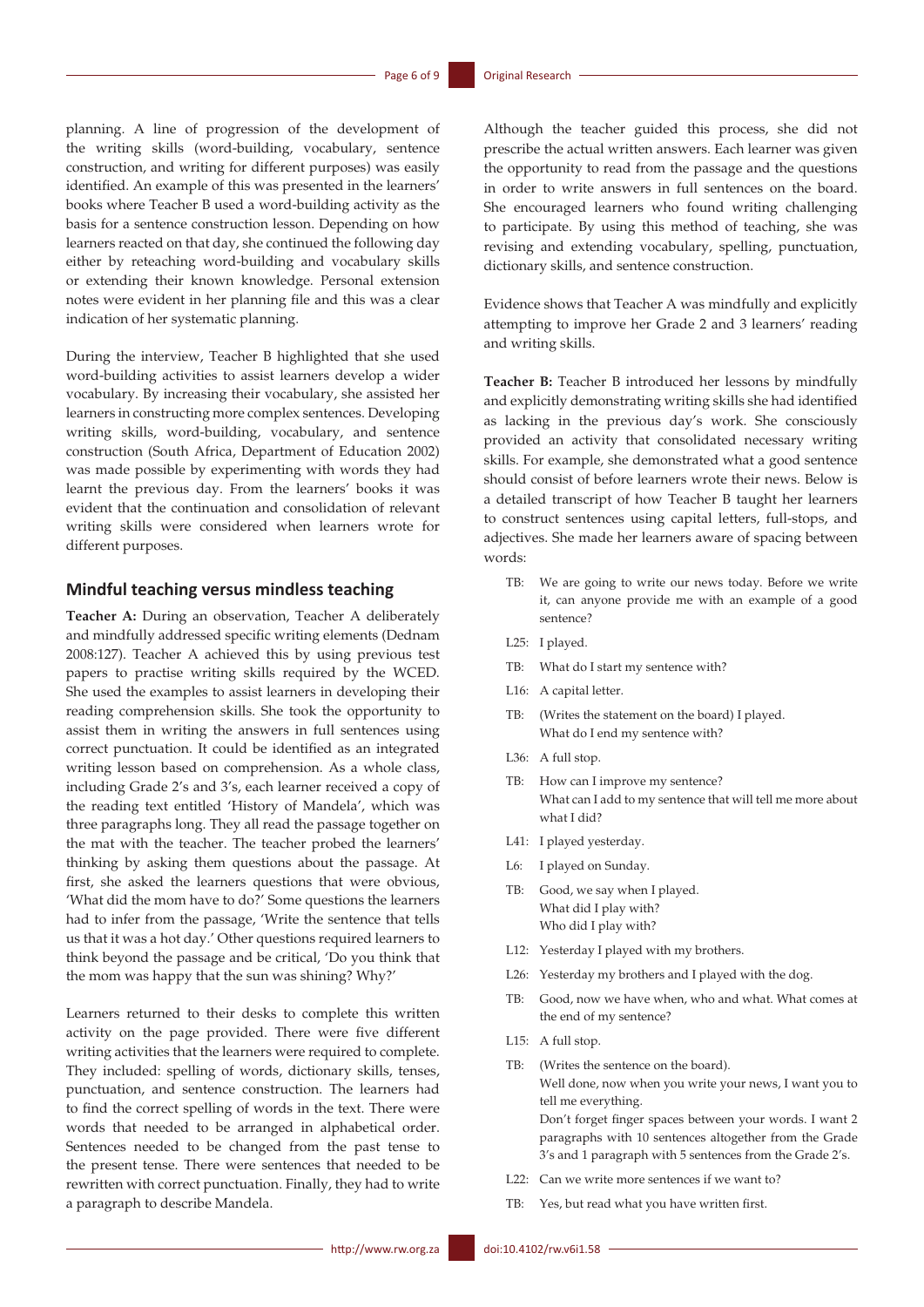planning. A line of progression of the development of the writing skills (word-building, vocabulary, sentence construction, and writing for different purposes) was easily identified. An example of this was presented in the learners' books where Teacher B used a word-building activity as the basis for a sentence construction lesson. Depending on how learners reacted on that day, she continued the following day either by reteaching word-building and vocabulary skills or extending their known knowledge. Personal extension notes were evident in her planning file and this was a clear indication of her systematic planning.

During the interview, Teacher B highlighted that she used word-building activities to assist learners develop a wider vocabulary. By increasing their vocabulary, she assisted her learners in constructing more complex sentences. Developing writing skills, word-building, vocabulary, and sentence construction (South Africa, Department of Education 2002) was made possible by experimenting with words they had learnt the previous day. From the learners' books it was evident that the continuation and consolidation of relevant writing skills were considered when learners wrote for different purposes.

## Mindful teaching versus mindless teaching

**Teacher A:** During an observation, Teacher A deliberately and mindfully addressed specific writing elements (Dednam 2008:127). Teacher A achieved this by using previous test papers to practise writing skills required by the WCED. She used the examples to assist learners in developing their reading comprehension skills. She took the opportunity to assist them in writing the answers in full sentences using correct punctuation. It could be identified as an integrated writing lesson based on comprehension. As a whole class, including Grade 2's and 3's, each learner received a copy of the reading text entitled 'History of Mandela', which was three paragraphs long. They all read the passage together on the mat with the teacher. The teacher probed the learners' thinking by asking them questions about the passage. At first, she asked the learners questions that were obvious, 'What did the mom have to do?' Some questions the learners had to infer from the passage, 'Write the sentence that tells us that it was a hot day.' Other questions required learners to think beyond the passage and be critical, 'Do you think that the mom was happy that the sun was shining? Why?'

Learners returned to their desks to complete this written activity on the page provided. There were five different writing activities that the learners were required to complete. They included: spelling of words, dictionary skills, tenses, punctuation, and sentence construction. The learners had to find the correct spelling of words in the text. There were words that needed to be arranged in alphabetical order. Sentences needed to be changed from the past tense to the present tense. There were sentences that needed to be rewritten with correct punctuation. Finally, they had to write a paragraph to describe Mandela.

Although the teacher guided this process, she did not prescribe the actual written answers. Each learner was given the opportunity to read from the passage and the questions in order to write answers in full sentences on the board. She encouraged learners who found writing challenging to participate. By using this method of teaching, she was revising and extending vocabulary, spelling, punctuation, dictionary skills, and sentence construction.

Evidence shows that Teacher A was mindfully and explicitly attempting to improve her Grade 2 and 3 learners' reading and writing skills.

**Teacher B:** Teacher B introduced her lessons by mindfully and explicitly demonstrating writing skills she had identified as lacking in the previous day's work. She consciously provided an activity that consolidated necessary writing skills. For example, she demonstrated what a good sentence should consist of before learners wrote their news. Below is a detailed transcript of how Teacher B taught her learners to construct sentences using capital letters, full-stops, and adjectives. She made her learners aware of spacing between words:

> TB: We are going to write our news today. Before we write it, can anyone provide me with an example of a good sentence?
>
> L25: I played.
>
> TB: What do I start my sentence with?
>
> L16: A capital letter.
>
> TB: (Writes the statement on the board) I played. What do I end my sentence with?
>
> L36: A full stop.
>
> TB: How can I improve my sentence? What can I add to my sentence that will tell me more about what I did?
>
> L41: I played yesterday.
>
> L6: I played on Sunday.
>
> TB: Good, we say when I played. What did I play with? Who did I play with?
>
> L12: Yesterday I played with my brothers.
>
> L26: Yesterday my brothers and I played with the dog.
>
> TB: Good, now we have when, who and what. What comes at the end of my sentence?
>
> L15: A full stop.
>
> TB: (Writes the sentence on the board). Well done, now when you write your news, I want you to tell me everything. Don't forget finger spaces between your words. I want 2 paragraphs with 10 sentences altogether from the Grade 3's and 1 paragraph with 5 sentences from the Grade 2's.
>
> L22: Can we write more sentences if we want to?
>
> TB: Yes, but read what you have written first.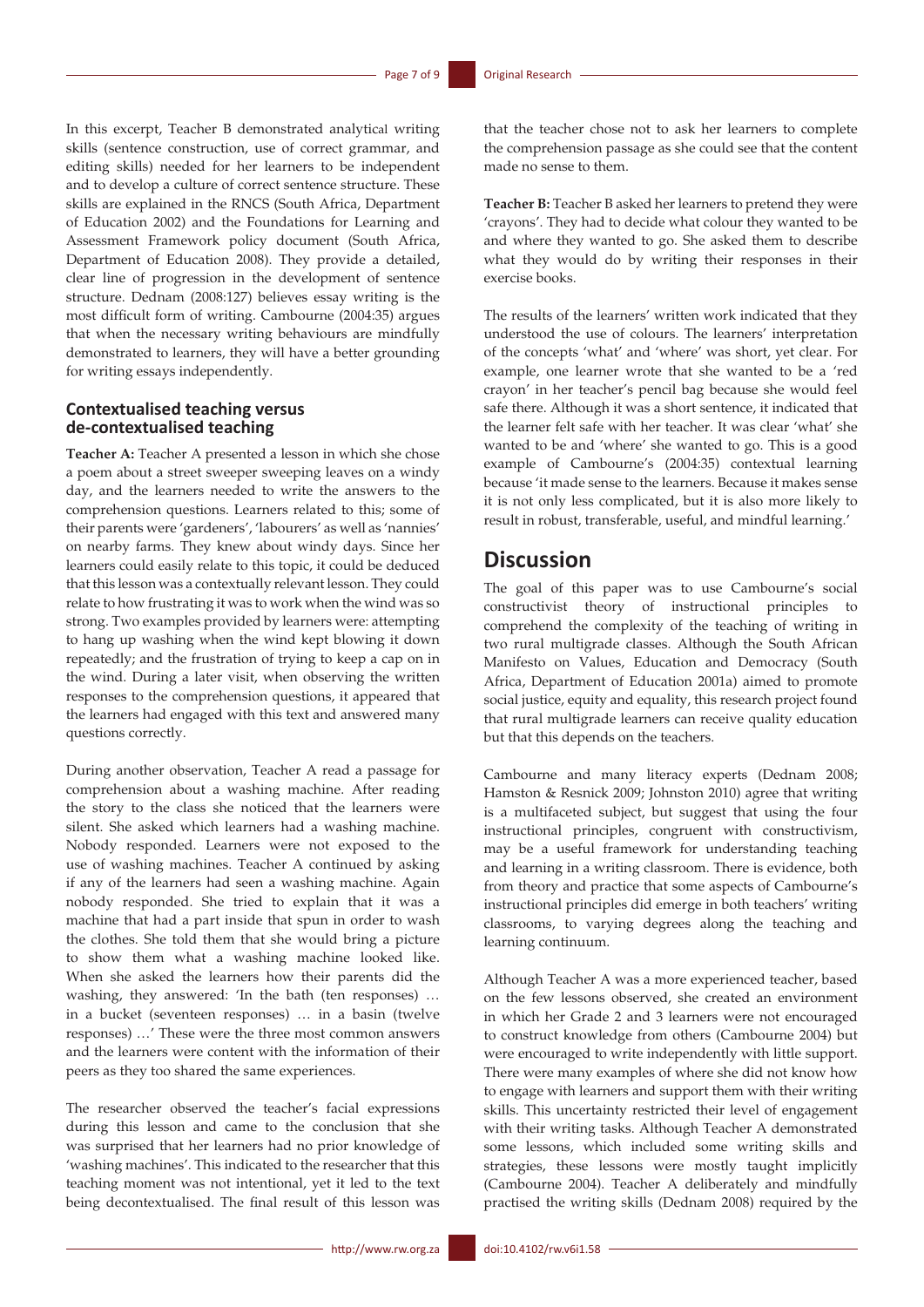In this excerpt, Teacher B demonstrated analytical writing skills (sentence construction, use of correct grammar, and editing skills) needed for her learners to be independent and to develop a culture of correct sentence structure. These skills are explained in the RNCS (South Africa, Department of Education 2002) and the Foundations for Learning and Assessment Framework policy document (South Africa, Department of Education 2008). They provide a detailed, clear line of progression in the development of sentence structure. Dednam (2008:127) believes essay writing is the most difficult form of writing. Cambourne (2004:35) argues that when the necessary writing behaviours are mindfully demonstrated to learners, they will have a better grounding for writing essays independently.

### Contextualised teaching versus de-contextualised teaching

**Teacher A:** Teacher A presented a lesson in which she chose a poem about a street sweeper sweeping leaves on a windy day, and the learners needed to write the answers to the comprehension questions. Learners related to this; some of their parents were 'gardeners', 'labourers' as well as 'nannies' on nearby farms. They knew about windy days. Since her learners could easily relate to this topic, it could be deduced that this lesson was a contextually relevant lesson. They could relate to how frustrating it was to work when the wind was so strong. Two examples provided by learners were: attempting to hang up washing when the wind kept blowing it down repeatedly; and the frustration of trying to keep a cap on in the wind. During a later visit, when observing the written responses to the comprehension questions, it appeared that the learners had engaged with this text and answered many questions correctly.

During another observation, Teacher A read a passage for comprehension about a washing machine. After reading the story to the class she noticed that the learners were silent. She asked which learners had a washing machine. Nobody responded. Learners were not exposed to the use of washing machines. Teacher A continued by asking if any of the learners had seen a washing machine. Again nobody responded. She tried to explain that it was a machine that had a part inside that spun in order to wash the clothes. She told them that she would bring a picture to show them what a washing machine looked like. When she asked the learners how their parents did the washing, they answered: 'In the bath (ten responses) … in a bucket (seventeen responses) … in a basin (twelve responses) …' These were the three most common answers and the learners were content with the information of their peers as they too shared the same experiences.

The researcher observed the teacher's facial expressions during this lesson and came to the conclusion that she was surprised that her learners had no prior knowledge of 'washing machines'. This indicated to the researcher that this teaching moment was not intentional, yet it led to the text being decontextualised. The final result of this lesson was that the teacher chose not to ask her learners to complete the comprehension passage as she could see that the content made no sense to them.

**Teacher B:** Teacher B asked her learners to pretend they were 'crayons'. They had to decide what colour they wanted to be and where they wanted to go. She asked them to describe what they would do by writing their responses in their exercise books.

The results of the learners' written work indicated that they understood the use of colours. The learners' interpretation of the concepts 'what' and 'where' was short, yet clear. For example, one learner wrote that she wanted to be a 'red crayon' in her teacher's pencil bag because she would feel safe there. Although it was a short sentence, it indicated that the learner felt safe with her teacher. It was clear 'what' she wanted to be and 'where' she wanted to go. This is a good example of Cambourne's (2004:35) contextual learning because 'it made sense to the learners. Because it makes sense it is not only less complicated, but it is also more likely to result in robust, transferable, useful, and mindful learning.'

## Discussion

The goal of this paper was to use Cambourne's social constructivist theory of instructional principles to comprehend the complexity of the teaching of writing in two rural multigrade classes. Although the South African Manifesto on Values, Education and Democracy (South Africa, Department of Education 2001a) aimed to promote social justice, equity and equality, this research project found that rural multigrade learners can receive quality education but that this depends on the teachers.

Cambourne and many literacy experts (Dednam 2008; Hamston & Resnick 2009; Johnston 2010) agree that writing is a multifaceted subject, but suggest that using the four instructional principles, congruent with constructivism, may be a useful framework for understanding teaching and learning in a writing classroom. There is evidence, both from theory and practice that some aspects of Cambourne's instructional principles did emerge in both teachers' writing classrooms, to varying degrees along the teaching and learning continuum.

Although Teacher A was a more experienced teacher, based on the few lessons observed, she created an environment in which her Grade 2 and 3 learners were not encouraged to construct knowledge from others (Cambourne 2004) but were encouraged to write independently with little support. There were many examples of where she did not know how to engage with learners and support them with their writing skills. This uncertainty restricted their level of engagement with their writing tasks. Although Teacher A demonstrated some lessons, which included some writing skills and strategies, these lessons were mostly taught implicitly (Cambourne 2004). Teacher A deliberately and mindfully practised the writing skills (Dednam 2008) required by the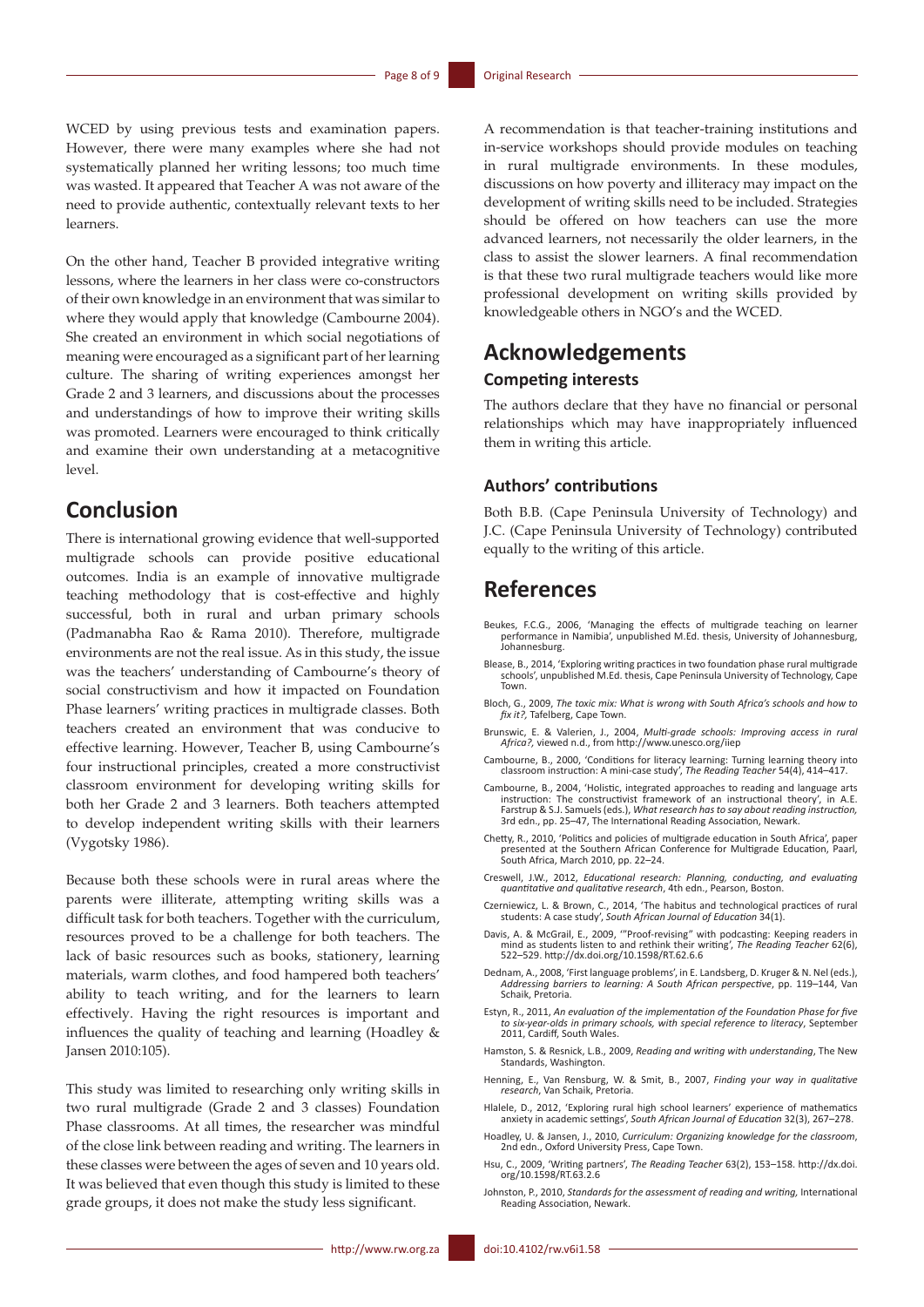WCED by using previous tests and examination papers. However, there were many examples where she had not systematically planned her writing lessons; too much time was wasted. It appeared that Teacher A was not aware of the need to provide authentic, contextually relevant texts to her learners.

On the other hand, Teacher B provided integrative writing lessons, where the learners in her class were co-constructors of their own knowledge in an environment that was similar to where they would apply that knowledge (Cambourne 2004). She created an environment in which social negotiations of meaning were encouraged as a significant part of her learning culture. The sharing of writing experiences amongst her Grade 2 and 3 learners, and discussions about the processes and understandings of how to improve their writing skills was promoted. Learners were encouraged to think critically and examine their own understanding at a metacognitive level.

## Conclusion

There is international growing evidence that well-supported multigrade schools can provide positive educational outcomes. India is an example of innovative multigrade teaching methodology that is cost-effective and highly successful, both in rural and urban primary schools (Padmanabha Rao & Rama 2010). Therefore, multigrade environments are not the real issue. As in this study, the issue was the teachers' understanding of Cambourne's theory of social constructivism and how it impacted on Foundation Phase learners' writing practices in multigrade classes. Both teachers created an environment that was conducive to effective learning. However, Teacher B, using Cambourne's four instructional principles, created a more constructivist classroom environment for developing writing skills for both her Grade 2 and 3 learners. Both teachers attempted to develop independent writing skills with their learners (Vygotsky 1986).

Because both these schools were in rural areas where the parents were illiterate, attempting writing skills was a difficult task for both teachers. Together with the curriculum, resources proved to be a challenge for both teachers. The lack of basic resources such as books, stationery, learning materials, warm clothes, and food hampered both teachers' ability to teach writing, and for the learners to learn effectively. Having the right resources is important and influences the quality of teaching and learning (Hoadley & Jansen 2010:105).

This study was limited to researching only writing skills in two rural multigrade (Grade 2 and 3 classes) Foundation Phase classrooms. At all times, the researcher was mindful of the close link between reading and writing. The learners in these classes were between the ages of seven and 10 years old. It was believed that even though this study is limited to these grade groups, it does not make the study less significant.

A recommendation is that teacher-training institutions and in-service workshops should provide modules on teaching in rural multigrade environments. In these modules, discussions on how poverty and illiteracy may impact on the development of writing skills need to be included. Strategies should be offered on how teachers can use the more advanced learners, not necessarily the older learners, in the class to assist the slower learners. A final recommendation is that these two rural multigrade teachers would like more professional development on writing skills provided by knowledgeable others in NGO's and the WCED.

## Acknowledgements

### Competing interests

The authors declare that they have no financial or personal relationships which may have inappropriately influenced them in writing this article.

### Authors' contributions

Both B.B. (Cape Peninsula University of Technology) and J.C. (Cape Peninsula University of Technology) contributed equally to the writing of this article.

## References

Beukes, F.C.G., 2006, 'Managing the effects of multigrade teaching on learner performance in Namibia', unpublished M.Ed. thesis, University of Johannesburg, Johannesburg.

Blease, B., 2014, 'Exploring writing practices in two foundation phase rural multigrade schools', unpublished M.Ed. thesis, Cape Peninsula University of Technology, Cape Town.

Bloch, G., 2009, *The toxic mix: What is wrong with South Africa's schools and how to fix it?,* Tafelberg, Cape Town.

Brunswic, E. & Valerien, J., 2004, *Multi-grade schools: Improving access in rural Africa?,* viewed n.d., from http://www.unesco.org/iiep

Cambourne, B., 2000, 'Conditions for literacy learning: Turning learning theory into classroom instruction: A mini-case study', *The Reading Teacher* 54(4), 414–417.

Cambourne, B., 2004, 'Holistic, integrated approaches to reading and language arts instruction: The constructivist framework of an instructional theory', in A.E. Farstrup & S.J. Samuels (eds.), *What research has to say about reading instruction,* 3rd edn., pp. 25–47, The International Reading Association, Newark.

Chetty, R., 2010, 'Politics and policies of multigrade education in South Africa', paper presented at the Southern African Conference for Multigrade Education, Paarl, South Africa, March 2010, pp. 22–24.

Creswell, J.W., 2012, *Educational research: Planning, conducting, and evaluating quantitative and qualitative research*, 4th edn., Pearson, Boston.

Czerniewicz, L. & Brown, C., 2014, 'The habitus and technological practices of rural students: A case study', *South African Journal of Education* 34(1).

Davis, A. & McGrail, E., 2009, '"Proof-revising" with podcasting: Keeping readers in mind as students listen to and rethink their writing', *The Reading Teacher* 62(6), 522–529. http://dx.doi.org/10.1598/RT.62.6.6

Dednam, A., 2008, 'First language problems', in E. Landsberg, D. Kruger & N. Nel (eds.), *Addressing barriers to learning: A South African perspective*, pp. 119–144, Van Schaik, Pretoria.

Estyn, R., 2011, *An evaluation of the implementation of the Foundation Phase for five to six-year-olds in primary schools, with special reference to literacy*, September 2011, Cardiff, South Wales.

Hamston, S. & Resnick, L.B., 2009, *Reading and writing with understanding*, The New Standards, Washington.

Henning, E., Van Rensburg, W. & Smit, B., 2007, *Finding your way in qualitative research*, Van Schaik, Pretoria.

Hlalele, D., 2012, 'Exploring rural high school learners' experience of mathematics anxiety in academic settings', *South African Journal of Education* 32(3), 267–278.

Hoadley, U. & Jansen, J., 2010, *Curriculum: Organizing knowledge for the classroom*, 2nd edn., Oxford University Press, Cape Town.

Hsu, C., 2009, 'Writing partners', *The Reading Teacher* 63(2), 153–158. http://dx.doi.org/10.1598/RT.63.2.6

Johnston, P., 2010, *Standards for the assessment of reading and writing,* International Reading Association, Newark.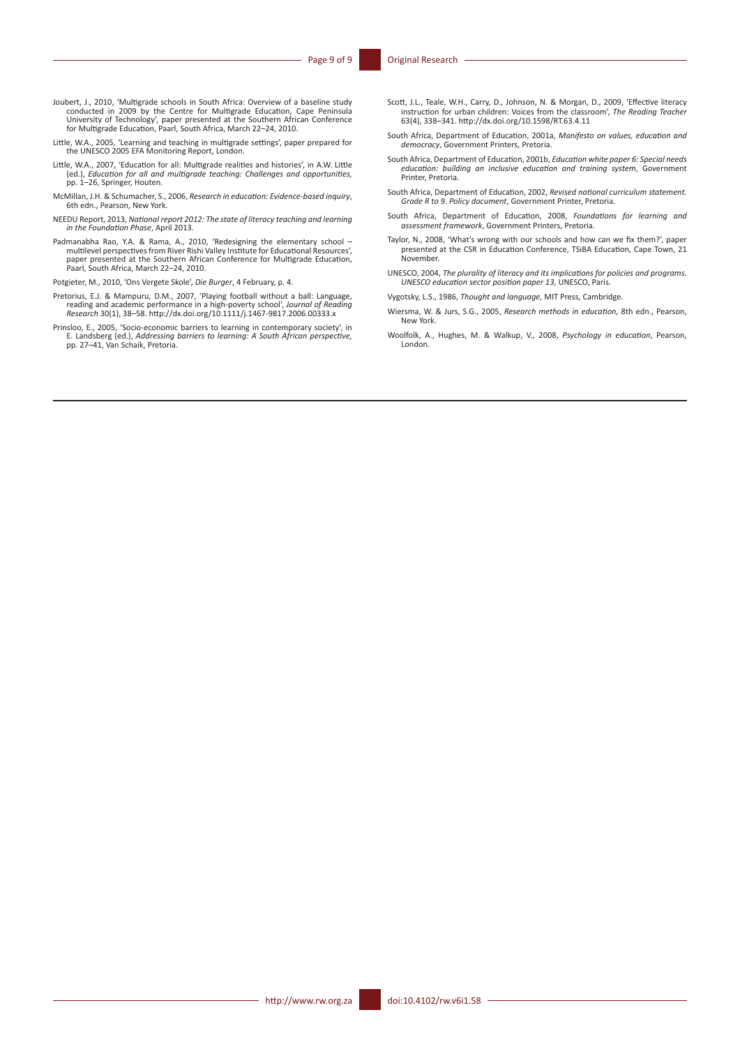Joubert, J., 2010, 'Multigrade schools in South Africa: Overview of a baseline study conducted in 2009 by the Centre for Multigrade Education, Cape Peninsula University of Technology', paper presented at the Southern African Conference for Multigrade Education, Paarl, South Africa, March 22–24, 2010.

Little, W.A., 2005, 'Learning and teaching in multigrade settings', paper prepared for the UNESCO 2005 EFA Monitoring Report, London.

Little, W.A., 2007, 'Education for all: Multigrade realities and histories', in A.W. Little (ed.), *Education for all and multigrade teaching: Challenges and opportunities,* pp. 1–26, Springer, Houten.

McMillan, J.H. & Schumacher, S., 2006, *Research in education: Evidence-based inquiry*, 6th edn., Pearson, New York.

NEEDU Report, 2013, *National report 2012: The state of literacy teaching and learning in the Foundation Phase*, April 2013.

Padmanabha Rao, Y.A. & Rama, A., 2010, 'Redesigning the elementary school – multilevel perspectives from River Rishi Valley Institute for Educational Resources', paper presented at the Southern African Conference for Multigrade Education, Paarl, South Africa, March 22–24, 2010.

Potgieter, M., 2010, 'Ons Vergete Skole', *Die Burger*, 4 February, p. 4.

Pretorius, E.J. & Mampuru, D.M., 2007, 'Playing football without a ball: Language, reading and academic performance in a high-poverty school', *Journal of Reading Research* 30(1), 38–58. http://dx.doi.org/10.1111/j.1467-9817.2006.00333.x

Prinsloo, E., 2005, 'Socio-economic barriers to learning in contemporary society', in E. Landsberg (ed.), *Addressing barriers to learning: A South African perspective,* pp. 27–41, Van Schaik, Pretoria.

Scott, J.L., Teale, W.H., Carry, D., Johnson, N. & Morgan, D., 2009, 'Effective literacy instruction for urban children: Voices from the classroom', *The Reading Teacher* 63(4), 338–341. http://dx.doi.org/10.1598/RT.63.4.11

South Africa, Department of Education, 2001a, *Manifesto on values, education and democracy*, Government Printers, Pretoria.

South Africa, Department of Education, 2001b, *Education white paper 6: Special needs education: building an inclusive education and training system*, Government Printer, Pretoria.

South Africa, Department of Education, 2002, *Revised national curriculum statement. Grade R to 9. Policy document*, Government Printer, Pretoria.

South Africa, Department of Education, 2008, *Foundations for learning and assessment framework*, Government Printers, Pretoria.

Taylor, N., 2008, 'What's wrong with our schools and how can we fix them?', paper presented at the CSR in Education Conference, TSiBA Education, Cape Town, 21 November.

UNESCO, 2004, *The plurality of literacy and its implications for policies and programs. UNESCO education sector position paper 13*, UNESCO, Paris.

Vygotsky, L.S., 1986, *Thought and language*, MIT Press, Cambridge.

Wiersma, W. & Jurs, S.G., 2005, *Research methods in education,* 8th edn., Pearson, New York.

Woolfolk, A., Hughes, M. & Walkup, V., 2008, *Psychology in education*, Pearson, London.